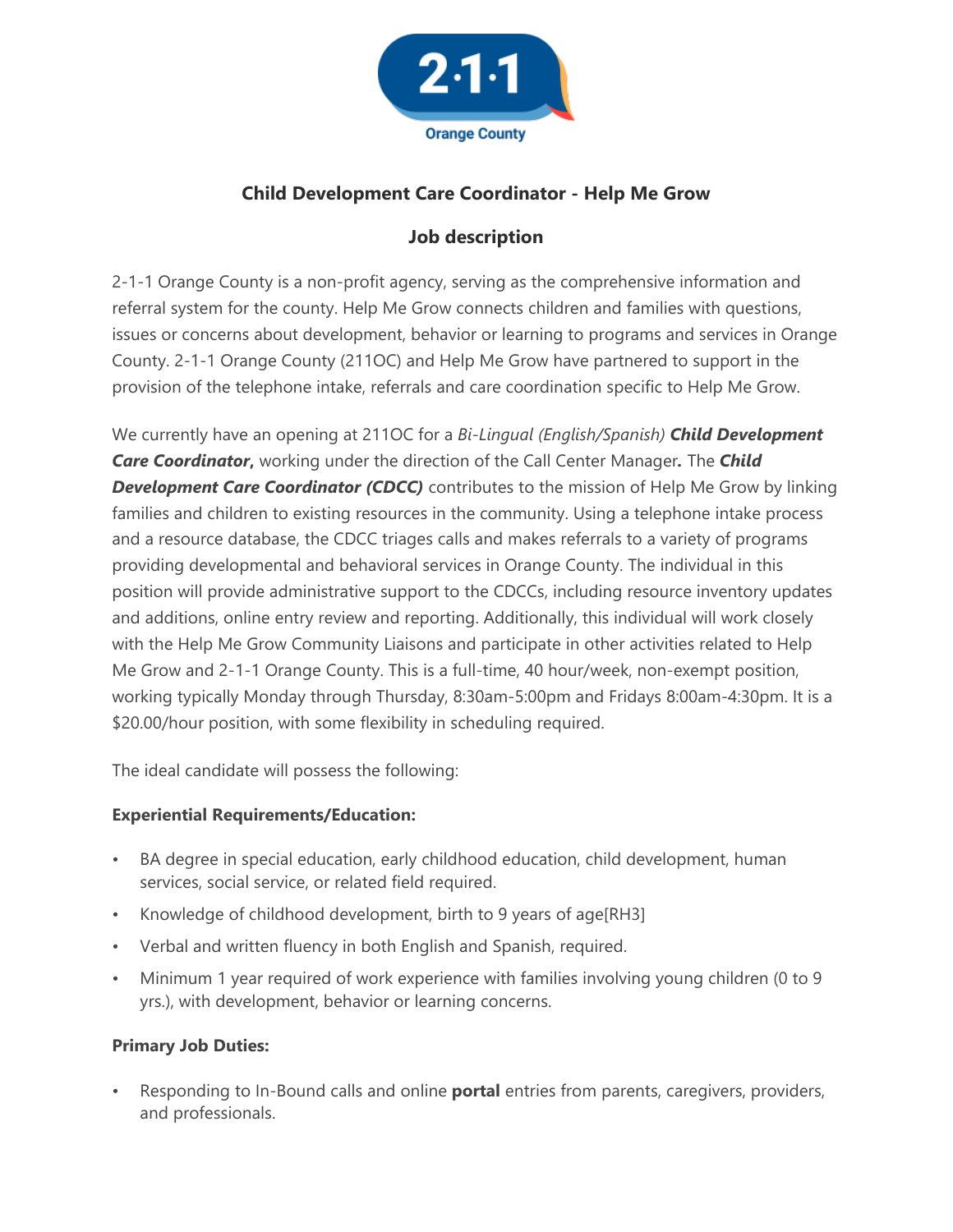# Child Development Care Coordinator - Help Me Grow

## Job description

2-1-1 Orange County is a non-profit agency, serving as the comprehensive information and referral system for the county. Help Me Grow connects children and families with questions, issues or concerns about development, behavior or learning to programs and services in Orange County. 2-1-1 Orange County (211OC) and Help Me Grow have partnered to support in the provision of the telephone intake, referrals and care coordination specific to Help Me Grow.

We currently have an opening at 211OC for a *Bi-Lingual (English/Spanish)* ***Child Development Care Coordinator*,** working under the direction of the Call Center Manager***.*** The ***Child Development Care Coordinator (CDCC)*** contributes to the mission of Help Me Grow by linking families and children to existing resources in the community. Using a telephone intake process and a resource database, the CDCC triages calls and makes referrals to a variety of programs providing developmental and behavioral services in Orange County. The individual in this position will provide administrative support to the CDCCs, including resource inventory updates and additions, online entry review and reporting. Additionally, this individual will work closely with the Help Me Grow Community Liaisons and participate in other activities related to Help Me Grow and 2-1-1 Orange County. This is a full-time, 40 hour/week, non-exempt position, working typically Monday through Thursday, 8:30am-5:00pm and Fridays 8:00am-4:30pm. It is a $20.00/hour position, with some flexibility in scheduling required.

The ideal candidate will possess the following:

**Experiential Requirements/Education:**

- BA degree in special education, early childhood education, child development, human services, social service, or related field required.
- Knowledge of childhood development, birth to 9 years of age[RH3]
- Verbal and written fluency in both English and Spanish, required.
- Minimum 1 year required of work experience with families involving young children (0 to 9 yrs.), with development, behavior or learning concerns.

**Primary Job Duties:**

- Responding to In-Bound calls and online **portal** entries from parents, caregivers, providers, and professionals.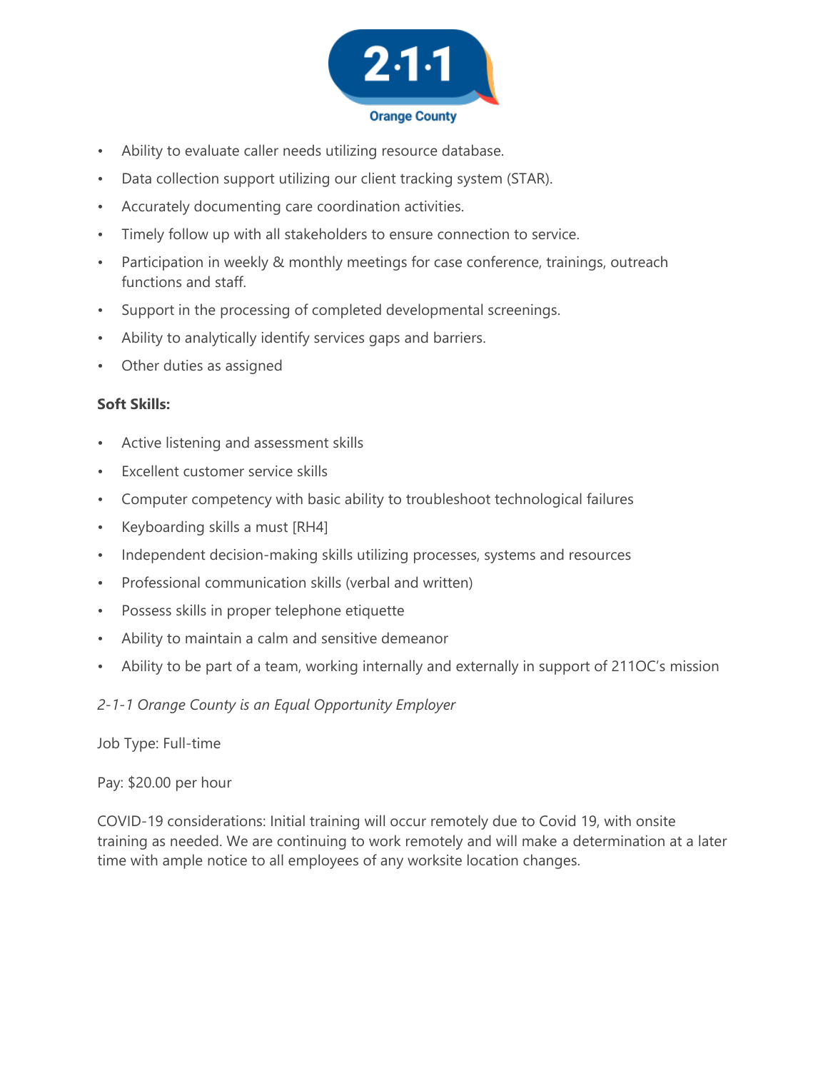- Ability to evaluate caller needs utilizing resource database.
- Data collection support utilizing our client tracking system (STAR).
- Accurately documenting care coordination activities.
- Timely follow up with all stakeholders to ensure connection to service.
- Participation in weekly & monthly meetings for case conference, trainings, outreach functions and staff.
- Support in the processing of completed developmental screenings.
- Ability to analytically identify services gaps and barriers.
- Other duties as assigned

**Soft Skills:**

- Active listening and assessment skills
- Excellent customer service skills
- Computer competency with basic ability to troubleshoot technological failures
- Keyboarding skills a must [RH4]
- Independent decision-making skills utilizing processes, systems and resources
- Professional communication skills (verbal and written)
- Possess skills in proper telephone etiquette
- Ability to maintain a calm and sensitive demeanor
- Ability to be part of a team, working internally and externally in support of 211OC's mission

*2-1-1 Orange County is an Equal Opportunity Employer*

Job Type: Full-time

Pay: $20.00 per hour

COVID-19 considerations: Initial training will occur remotely due to Covid 19, with onsite training as needed. We are continuing to work remotely and will make a determination at a later time with ample notice to all employees of any worksite location changes.